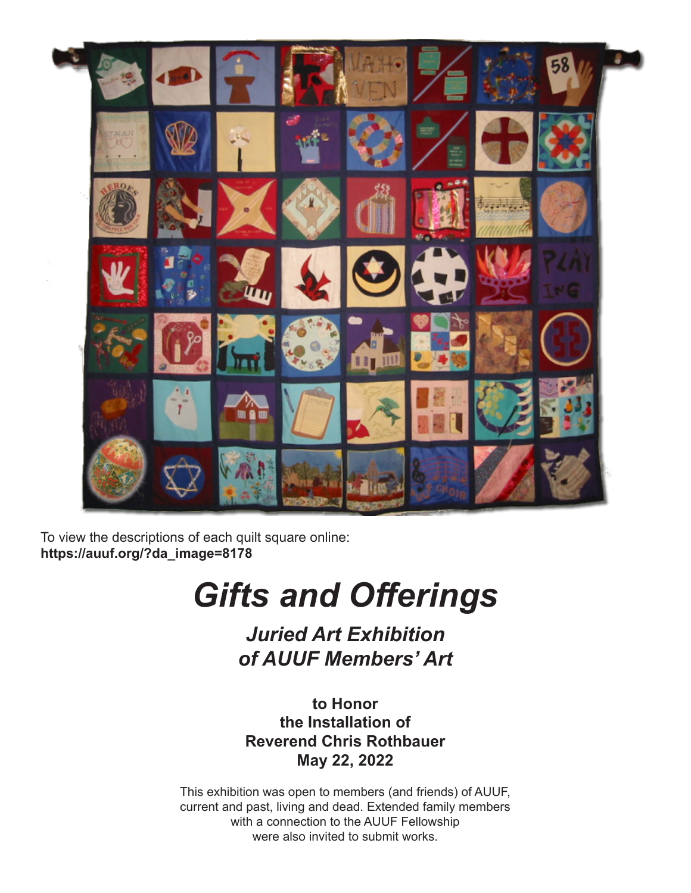To view the descriptions of each quilt square online:
**https://auuf.org/?da_image=8178**

# *Gifts and Offerings*

## *Juried Art Exhibition of AUUF Members' Art*

**to Honor**
**the Installation of**
**Reverend Chris Rothbauer**
**May 22, 2022**

This exhibition was open to members (and friends) of AUUF, current and past, living and dead. Extended family members with a connection to the AUUF Fellowship were also invited to submit works.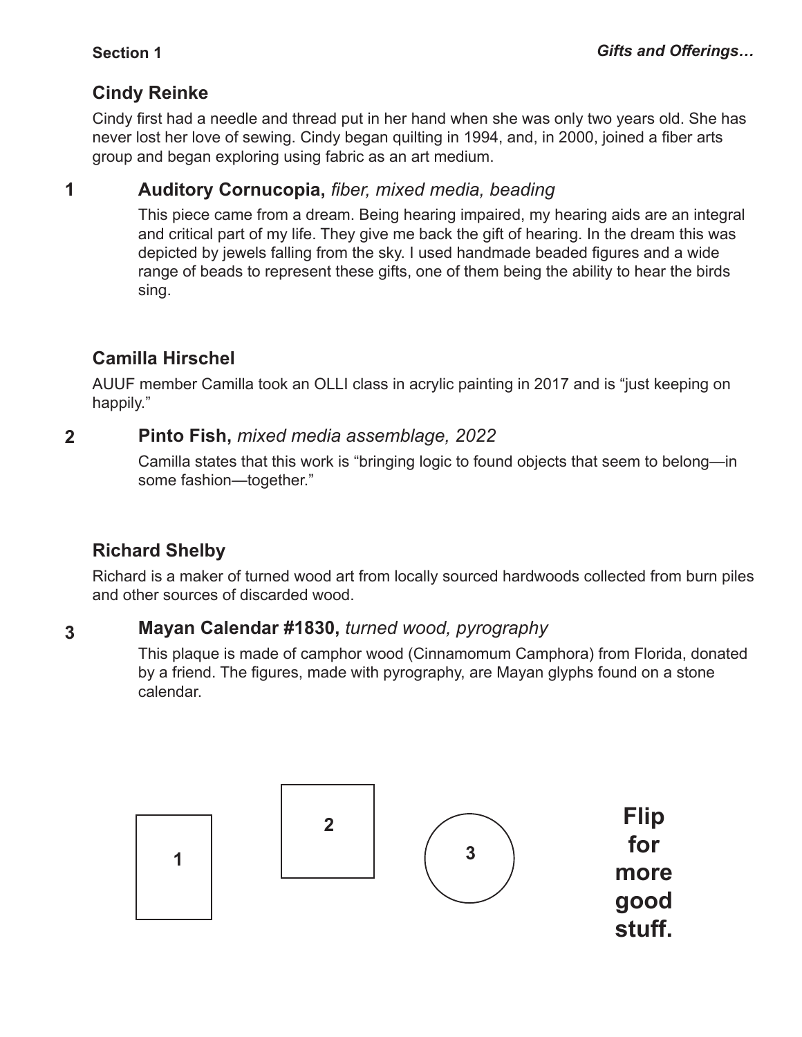Section 1

## Cindy Reinke

Cindy first had a needle and thread put in her hand when she was only two years old. She has never lost her love of sewing. Cindy began quilting in 1994, and, in 2000, joined a fiber arts group and began exploring using fabric as an art medium.

### 1 **Auditory Cornucopia,** *fiber, mixed media, beading*

This piece came from a dream. Being hearing impaired, my hearing aids are an integral and critical part of my life. They give me back the gift of hearing. In the dream this was depicted by jewels falling from the sky. I used handmade beaded figures and a wide range of beads to represent these gifts, one of them being the ability to hear the birds sing.

## Camilla Hirschel

AUUF member Camilla took an OLLI class in acrylic painting in 2017 and is "just keeping on happily."

### 2 **Pinto Fish,** *mixed media assemblage, 2022*

Camilla states that this work is "bringing logic to found objects that seem to belong—in some fashion—together."

## Richard Shelby

Richard is a maker of turned wood art from locally sourced hardwoods collected from burn piles and other sources of discarded wood.

### 3 **Mayan Calendar #1830,** *turned wood, pyrography*

This plaque is made of camphor wood (Cinnamomum Camphora) from Florida, donated by a friend. The figures, made with pyrography, are Mayan glyphs found on a stone calendar.

1 2 3

**Flip for more good stuff.**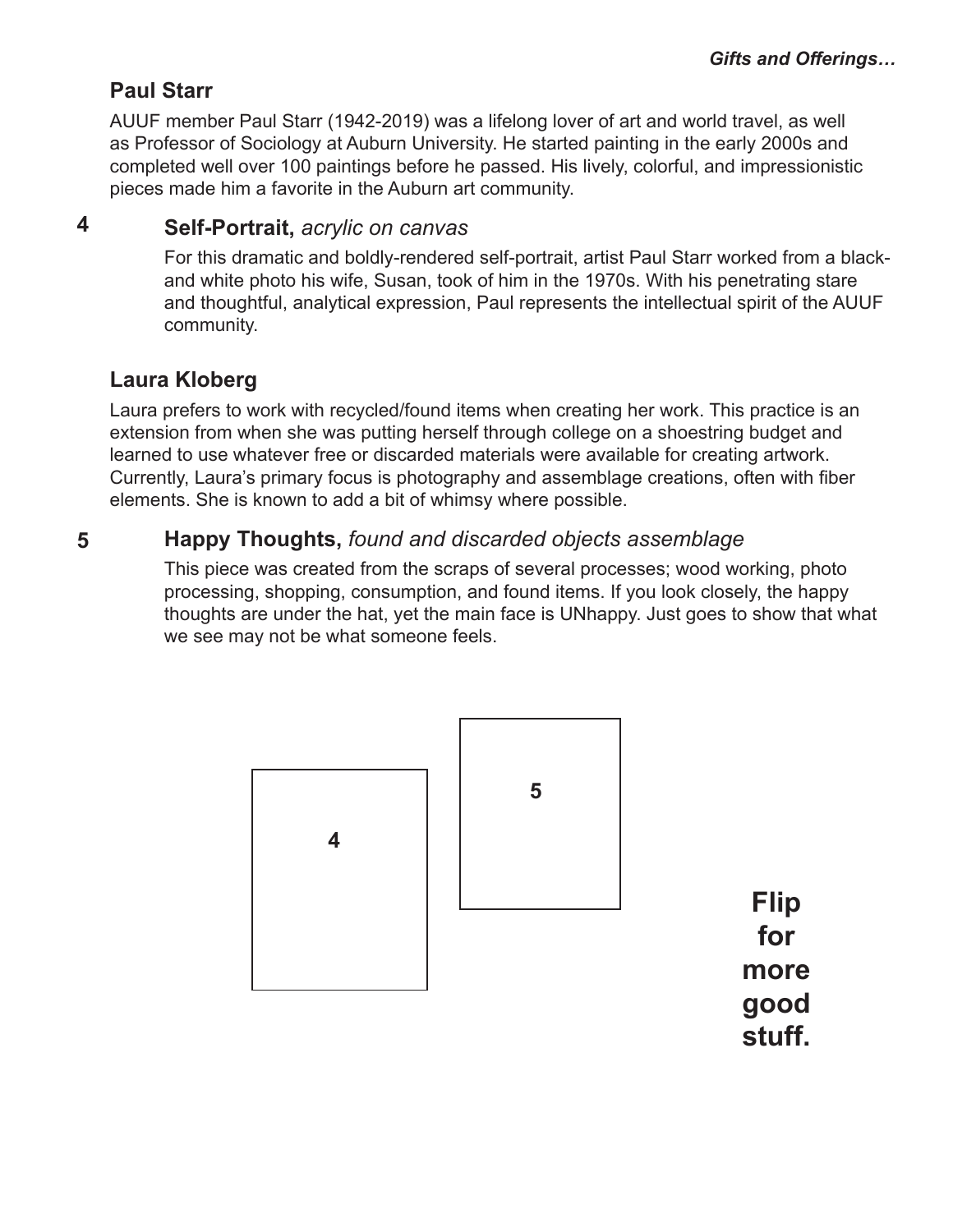## Paul Starr

AUUF member Paul Starr (1942-2019) was a lifelong lover of art and world travel, as well as Professor of Sociology at Auburn University. He started painting in the early 2000s and completed well over 100 paintings before he passed. His lively, colorful, and impressionistic pieces made him a favorite in the Auburn art community.

### 4 Self-Portrait, *acrylic on canvas*

For this dramatic and boldly-rendered self-portrait, artist Paul Starr worked from a black-and white photo his wife, Susan, took of him in the 1970s. With his penetrating stare and thoughtful, analytical expression, Paul represents the intellectual spirit of the AUUF community.

## Laura Kloberg

Laura prefers to work with recycled/found items when creating her work. This practice is an extension from when she was putting herself through college on a shoestring budget and learned to use whatever free or discarded materials were available for creating artwork. Currently, Laura's primary focus is photography and assemblage creations, often with fiber elements. She is known to add a bit of whimsy where possible.

### 5 Happy Thoughts, *found and discarded objects assemblage*

This piece was created from the scraps of several processes; wood working, photo processing, shopping, consumption, and found items. If you look closely, the happy thoughts are under the hat, yet the main face is UNhappy. Just goes to show that what we see may not be what someone feels.

4

5

**Flip for more good stuff.**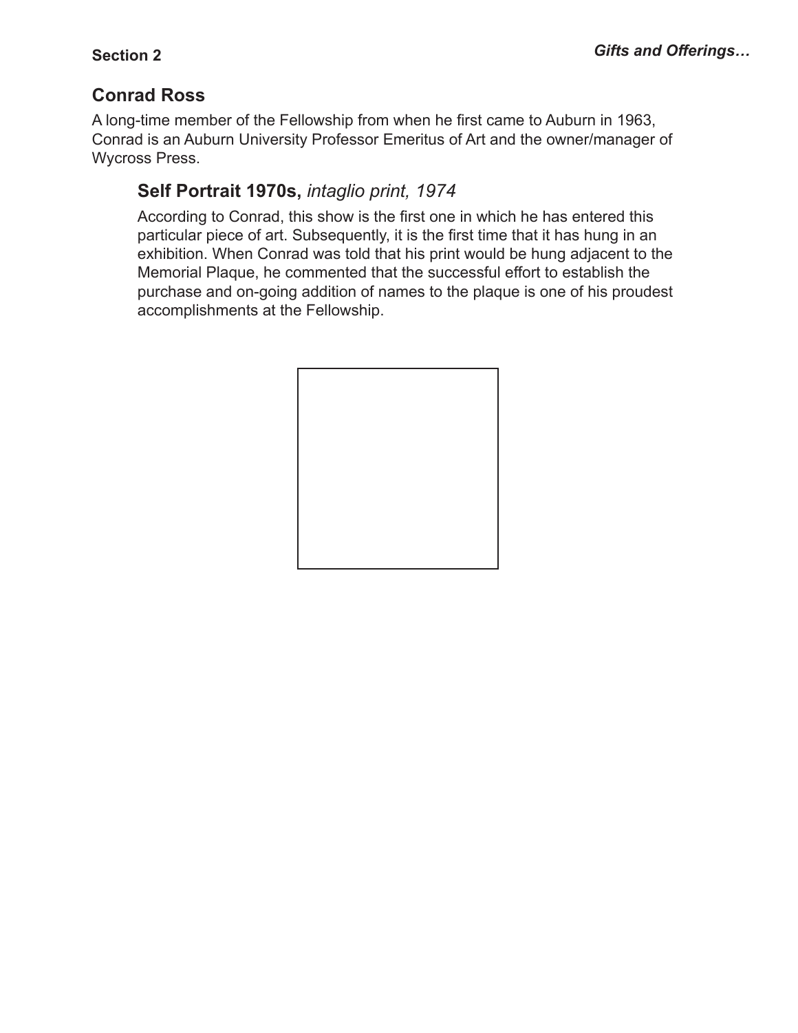**Section 2**

## Conrad Ross

A long-time member of the Fellowship from when he first came to Auburn in 1963, Conrad is an Auburn University Professor Emeritus of Art and the owner/manager of Wycross Press.

### Self Portrait 1970s, *intaglio print, 1974*

According to Conrad, this show is the first one in which he has entered this particular piece of art. Subsequently, it is the first time that it has hung in an exhibition. When Conrad was told that his print would be hung adjacent to the Memorial Plaque, he commented that the successful effort to establish the purchase and on-going addition of names to the plaque is one of his proudest accomplishments at the Fellowship.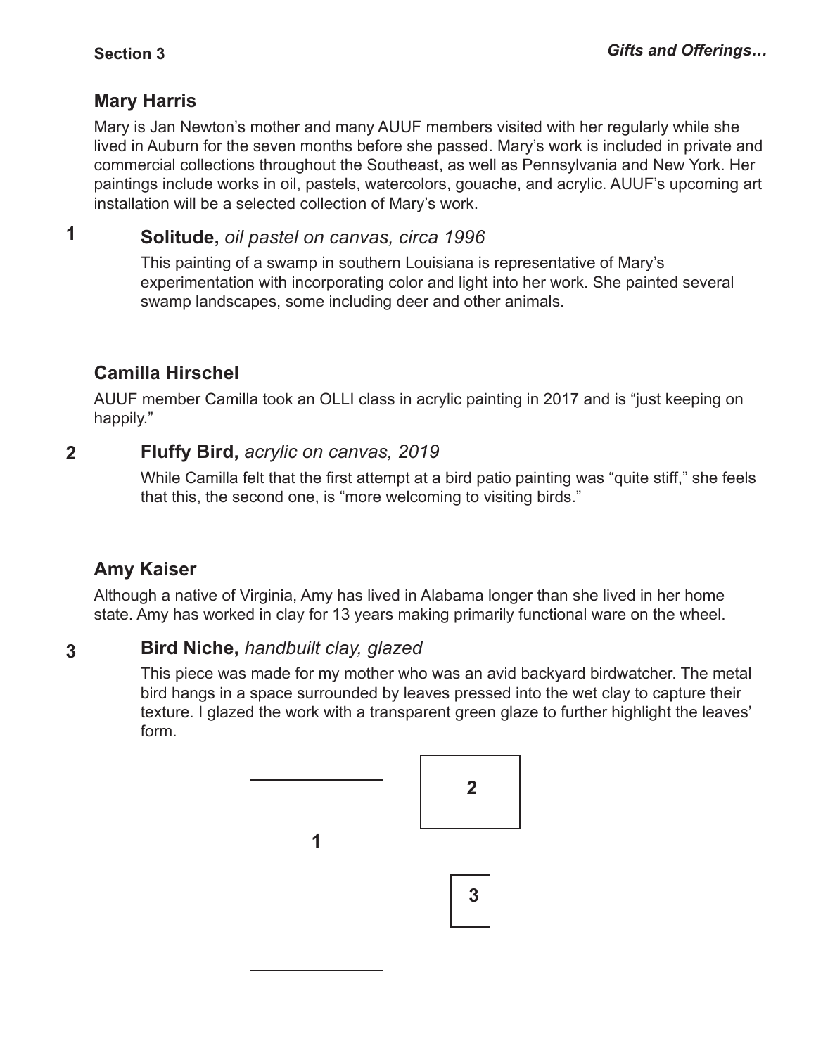**Section 3**

## Mary Harris

Mary is Jan Newton's mother and many AUUF members visited with her regularly while she lived in Auburn for the seven months before she passed. Mary's work is included in private and commercial collections throughout the Southeast, as well as Pennsylvania and New York. Her paintings include works in oil, pastels, watercolors, gouache, and acrylic. AUUF's upcoming art installation will be a selected collection of Mary's work.

**1** **Solitude,** *oil pastel on canvas, circa 1996*

This painting of a swamp in southern Louisiana is representative of Mary's experimentation with incorporating color and light into her work. She painted several swamp landscapes, some including deer and other animals.

## Camilla Hirschel

AUUF member Camilla took an OLLI class in acrylic painting in 2017 and is "just keeping on happily."

**2** **Fluffy Bird,** *acrylic on canvas, 2019*

While Camilla felt that the first attempt at a bird patio painting was "quite stiff," she feels that this, the second one, is "more welcoming to visiting birds."

## Amy Kaiser

Although a native of Virginia, Amy has lived in Alabama longer than she lived in her home state. Amy has worked in clay for 13 years making primarily functional ware on the wheel.

**3** **Bird Niche,** *handbuilt clay, glazed*

This piece was made for my mother who was an avid backyard birdwatcher. The metal bird hangs in a space surrounded by leaves pressed into the wet clay to capture their texture. I glazed the work with a transparent green glaze to further highlight the leaves' form.

1

2

3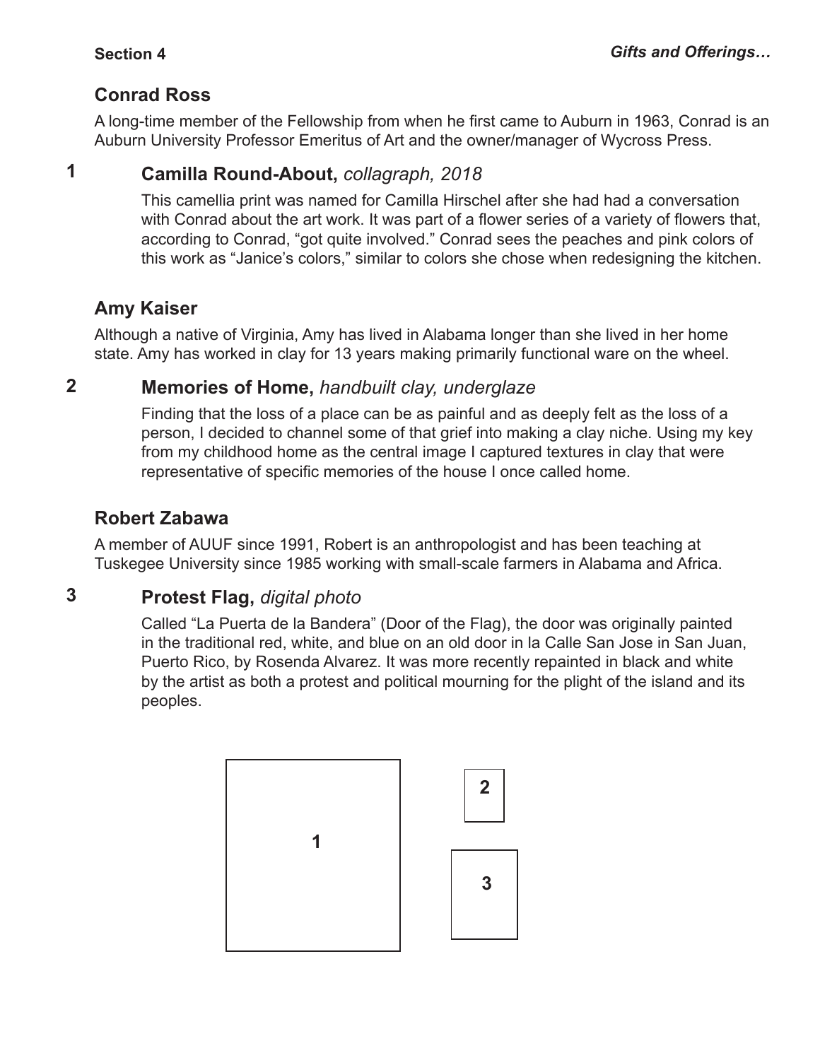## Conrad Ross

A long-time member of the Fellowship from when he first came to Auburn in 1963, Conrad is an Auburn University Professor Emeritus of Art and the owner/manager of Wycross Press.

### 1 **Camilla Round-About,** *collagraph, 2018*

This camellia print was named for Camilla Hirschel after she had had a conversation with Conrad about the art work. It was part of a flower series of a variety of flowers that, according to Conrad, "got quite involved." Conrad sees the peaches and pink colors of this work as "Janice's colors," similar to colors she chose when redesigning the kitchen.

## Amy Kaiser

Although a native of Virginia, Amy has lived in Alabama longer than she lived in her home state. Amy has worked in clay for 13 years making primarily functional ware on the wheel.

### 2 **Memories of Home,** *handbuilt clay, underglaze*

Finding that the loss of a place can be as painful and as deeply felt as the loss of a person, I decided to channel some of that grief into making a clay niche. Using my key from my childhood home as the central image I captured textures in clay that were representative of specific memories of the house I once called home.

## Robert Zabawa

A member of AUUF since 1991, Robert is an anthropologist and has been teaching at Tuskegee University since 1985 working with small-scale farmers in Alabama and Africa.

### 3 **Protest Flag,** *digital photo*

Called "La Puerta de la Bandera" (Door of the Flag), the door was originally painted in the traditional red, white, and blue on an old door in la Calle San Jose in San Juan, Puerto Rico, by Rosenda Alvarez. It was more recently repainted in black and white by the artist as both a protest and political mourning for the plight of the island and its peoples.

1 2 3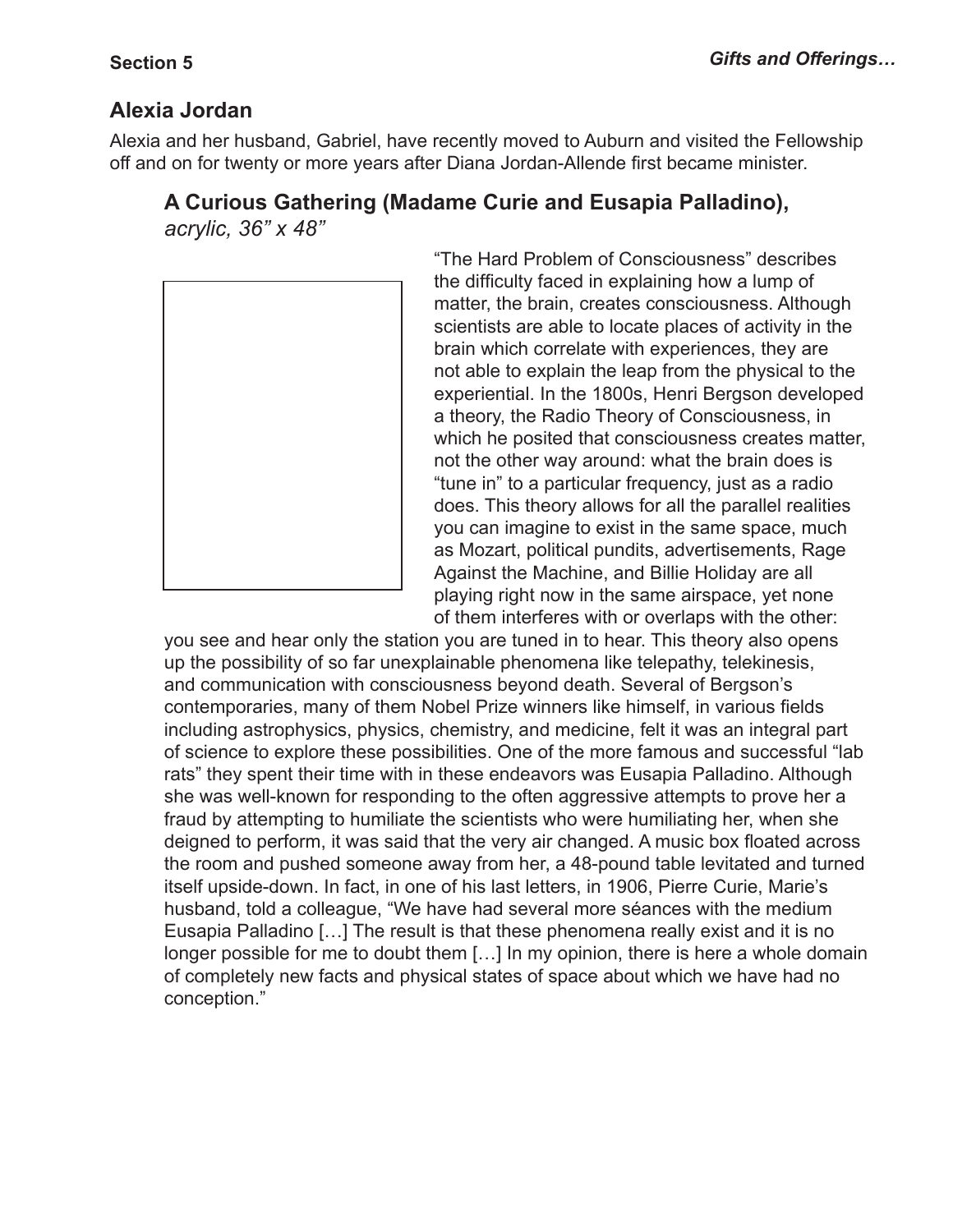## Alexia Jordan

Alexia and her husband, Gabriel, have recently moved to Auburn and visited the Fellowship off and on for twenty or more years after Diana Jordan-Allende first became minister.

### A Curious Gathering (Madame Curie and Eusapia Palladino),

*acrylic, 36" x 48"*

"The Hard Problem of Consciousness" describes the difficulty faced in explaining how a lump of matter, the brain, creates consciousness. Although scientists are able to locate places of activity in the brain which correlate with experiences, they are not able to explain the leap from the physical to the experiential. In the 1800s, Henri Bergson developed a theory, the Radio Theory of Consciousness, in which he posited that consciousness creates matter, not the other way around: what the brain does is "tune in" to a particular frequency, just as a radio does. This theory allows for all the parallel realities you can imagine to exist in the same space, much as Mozart, political pundits, advertisements, Rage Against the Machine, and Billie Holiday are all playing right now in the same airspace, yet none of them interferes with or overlaps with the other: you see and hear only the station you are tuned in to hear. This theory also opens up the possibility of so far unexplainable phenomena like telepathy, telekinesis, and communication with consciousness beyond death. Several of Bergson's contemporaries, many of them Nobel Prize winners like himself, in various fields including astrophysics, physics, chemistry, and medicine, felt it was an integral part of science to explore these possibilities. One of the more famous and successful "lab rats" they spent their time with in these endeavors was Eusapia Palladino. Although she was well-known for responding to the often aggressive attempts to prove her a fraud by attempting to humiliate the scientists who were humiliating her, when she deigned to perform, it was said that the very air changed. A music box floated across the room and pushed someone away from her, a 48-pound table levitated and turned itself upside-down. In fact, in one of his last letters, in 1906, Pierre Curie, Marie's husband, told a colleague, "We have had several more séances with the medium Eusapia Palladino […] The result is that these phenomena really exist and it is no longer possible for me to doubt them […] In my opinion, there is here a whole domain of completely new facts and physical states of space about which we have had no conception."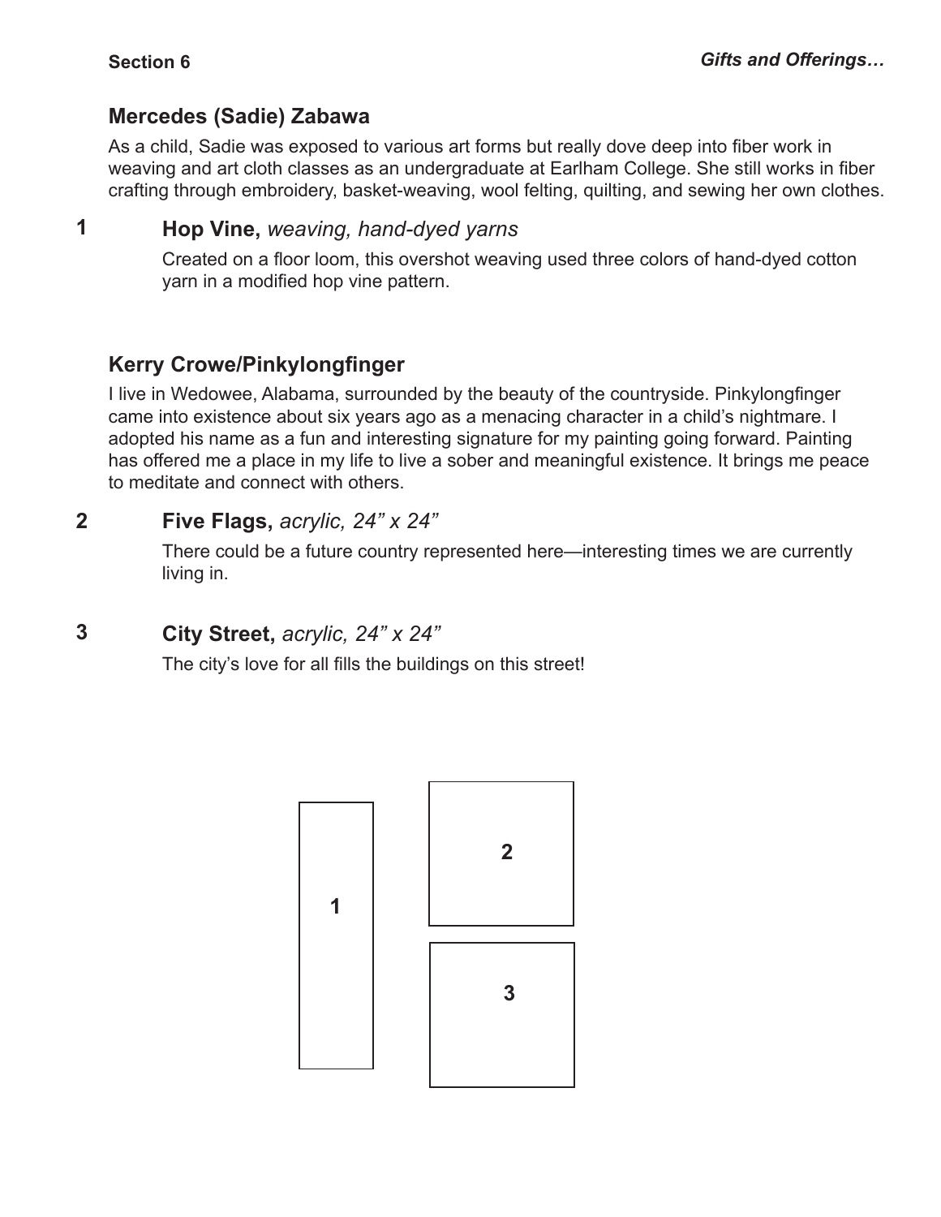## Mercedes (Sadie) Zabawa

As a child, Sadie was exposed to various art forms but really dove deep into fiber work in weaving and art cloth classes as an undergraduate at Earlham College. She still works in fiber crafting through embroidery, basket-weaving, wool felting, quilting, and sewing her own clothes.

**1** **Hop Vine,** *weaving, hand-dyed yarns*

Created on a floor loom, this overshot weaving used three colors of hand-dyed cotton yarn in a modified hop vine pattern.

## Kerry Crowe/Pinkylongfinger

I live in Wedowee, Alabama, surrounded by the beauty of the countryside. Pinkylongfinger came into existence about six years ago as a menacing character in a child's nightmare. I adopted his name as a fun and interesting signature for my painting going forward. Painting has offered me a place in my life to live a sober and meaningful existence. It brings me peace to meditate and connect with others.

**2** **Five Flags,** *acrylic, 24" x 24"*

There could be a future country represented here—interesting times we are currently living in.

**3** **City Street,** *acrylic, 24" x 24"*

The city's love for all fills the buildings on this street!

1

2

3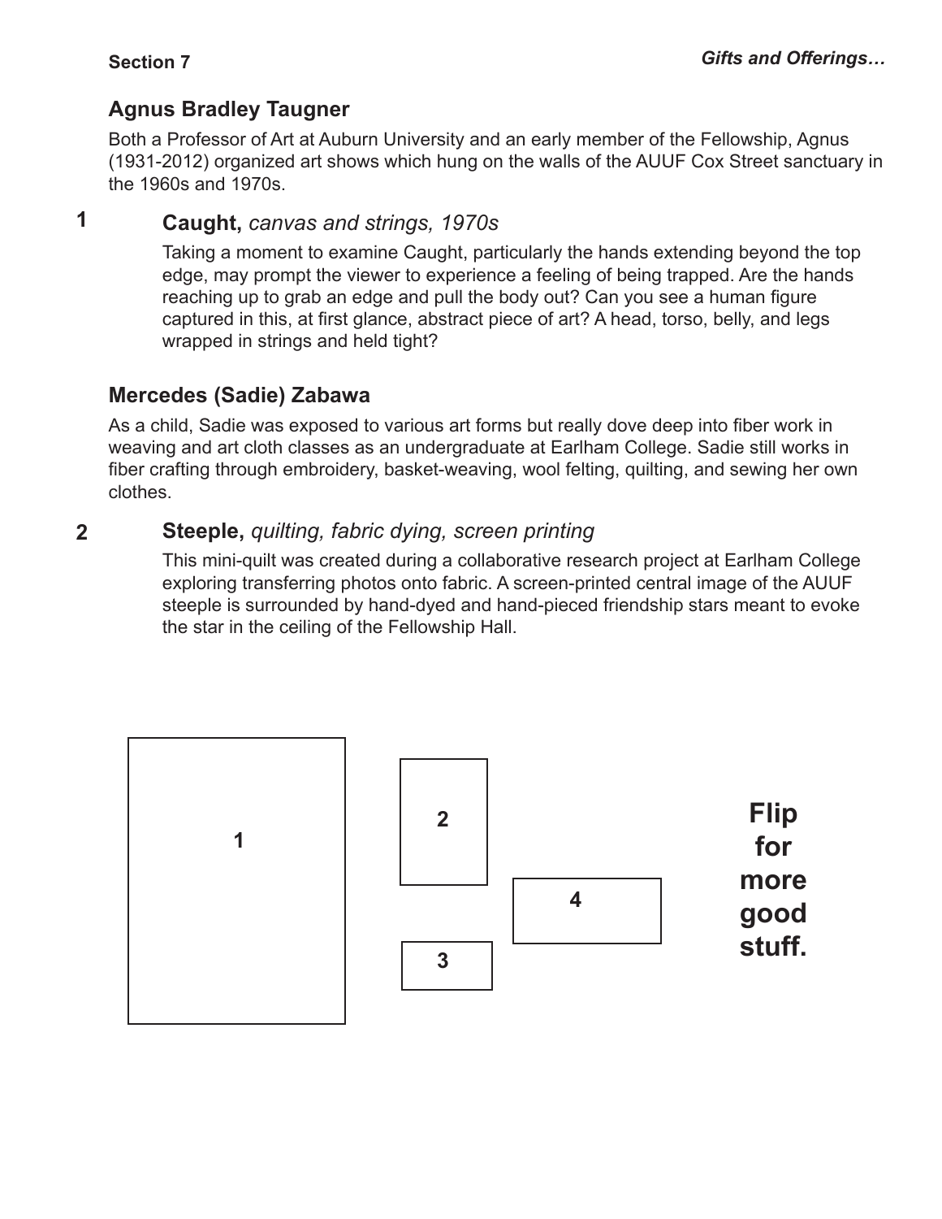**Section 7**

***Gifts and Offerings…***

## Agnus Bradley Taugner

Both a Professor of Art at Auburn University and an early member of the Fellowship, Agnus (1931-2012) organized art shows which hung on the walls of the AUUF Cox Street sanctuary in the 1960s and 1970s.

**1** **Caught,** *canvas and strings, 1970s*

Taking a moment to examine Caught, particularly the hands extending beyond the top edge, may prompt the viewer to experience a feeling of being trapped. Are the hands reaching up to grab an edge and pull the body out? Can you see a human figure captured in this, at first glance, abstract piece of art? A head, torso, belly, and legs wrapped in strings and held tight?

## Mercedes (Sadie) Zabawa

As a child, Sadie was exposed to various art forms but really dove deep into fiber work in weaving and art cloth classes as an undergraduate at Earlham College. Sadie still works in fiber crafting through embroidery, basket-weaving, wool felting, quilting, and sewing her own clothes.

**2** **Steeple,** *quilting, fabric dying, screen printing*

This mini-quilt was created during a collaborative research project at Earlham College exploring transferring photos onto fabric. A screen-printed central image of the AUUF steeple is surrounded by hand-dyed and hand-pieced friendship stars meant to evoke the star in the ceiling of the Fellowship Hall.

1 2 3 4

**Flip for more good stuff.**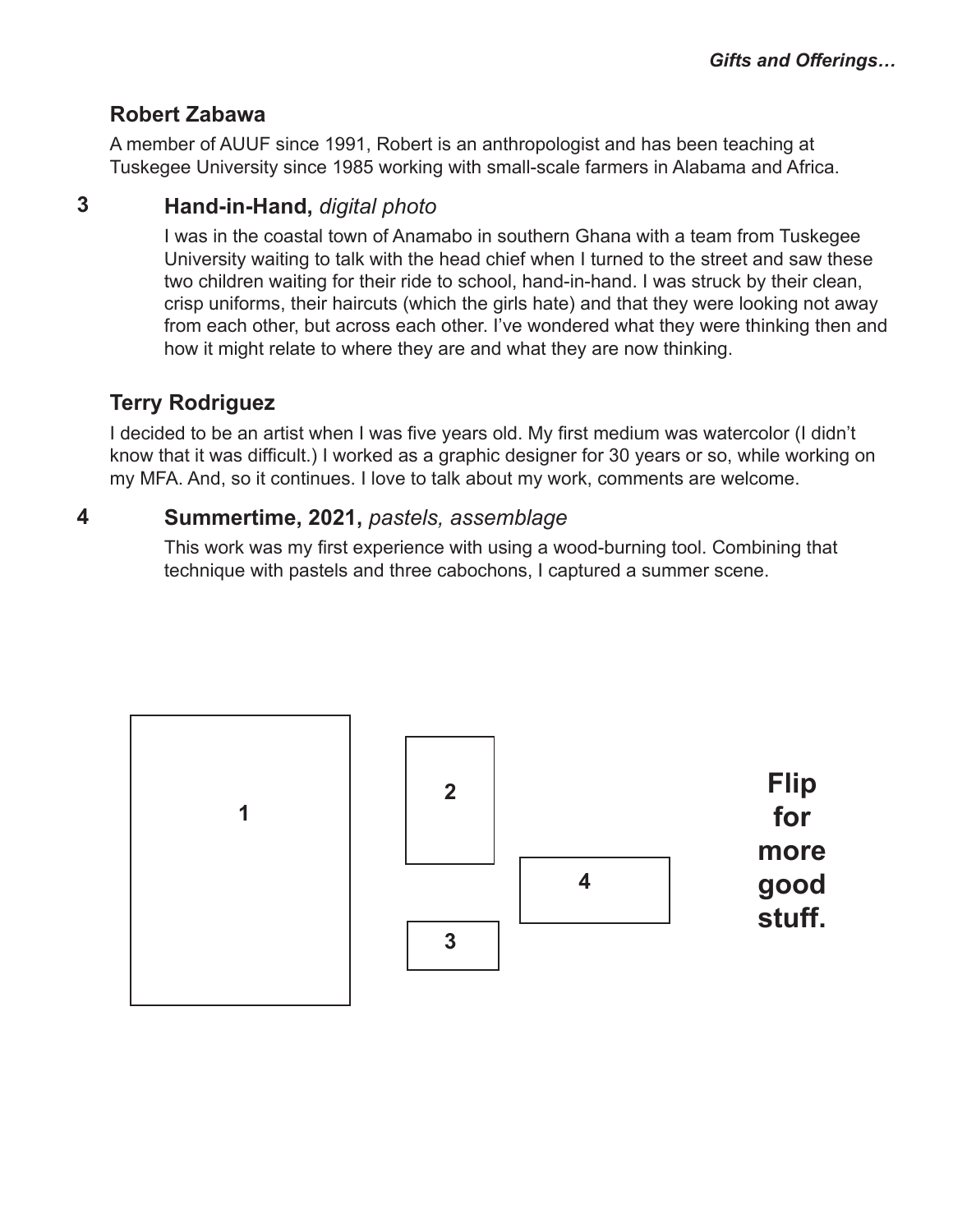## Robert Zabawa

A member of AUUF since 1991, Robert is an anthropologist and has been teaching at Tuskegee University since 1985 working with small-scale farmers in Alabama and Africa.

### 3 Hand-in-Hand, *digital photo*

I was in the coastal town of Anamabo in southern Ghana with a team from Tuskegee University waiting to talk with the head chief when I turned to the street and saw these two children waiting for their ride to school, hand-in-hand. I was struck by their clean, crisp uniforms, their haircuts (which the girls hate) and that they were looking not away from each other, but across each other. I've wondered what they were thinking then and how it might relate to where they are and what they are now thinking.

## Terry Rodriguez

I decided to be an artist when I was five years old. My first medium was watercolor (I didn't know that it was difficult.) I worked as a graphic designer for 30 years or so, while working on my MFA. And, so it continues. I love to talk about my work, comments are welcome.

### 4 Summertime, 2021, *pastels, assemblage*

This work was my first experience with using a wood-burning tool. Combining that technique with pastels and three cabochons, I captured a summer scene.

1

2

3

4

**Flip for more good stuff.**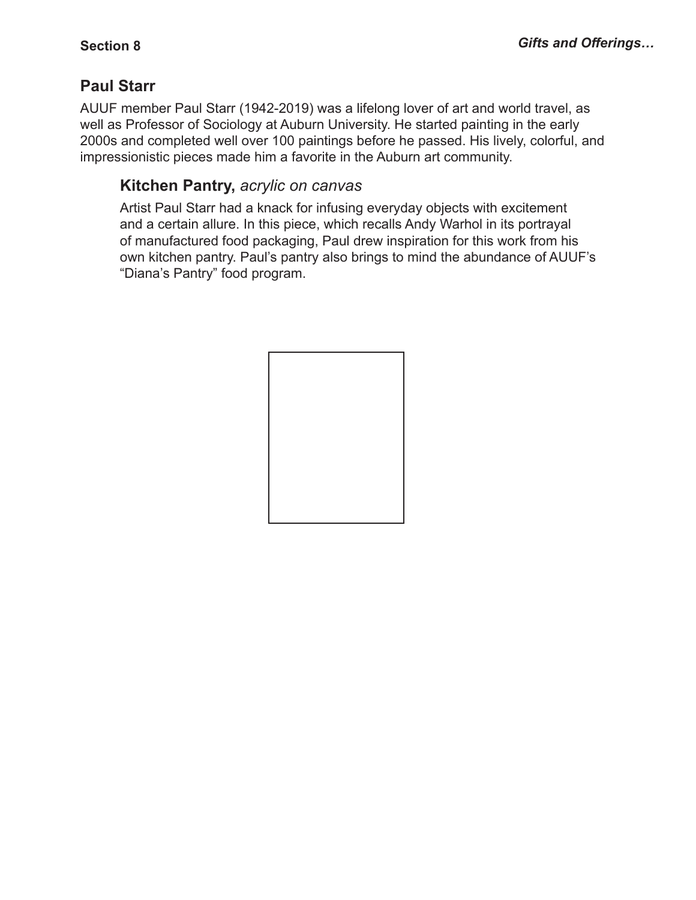**Section 8**

***Gifts and Offerings…***

## Paul Starr

AUUF member Paul Starr (1942-2019) was a lifelong lover of art and world travel, as well as Professor of Sociology at Auburn University. He started painting in the early 2000s and completed well over 100 paintings before he passed. His lively, colorful, and impressionistic pieces made him a favorite in the Auburn art community.

### Kitchen Pantry, *acrylic on canvas*

Artist Paul Starr had a knack for infusing everyday objects with excitement and a certain allure. In this piece, which recalls Andy Warhol in its portrayal of manufactured food packaging, Paul drew inspiration for this work from his own kitchen pantry. Paul's pantry also brings to mind the abundance of AUUF's "Diana's Pantry" food program.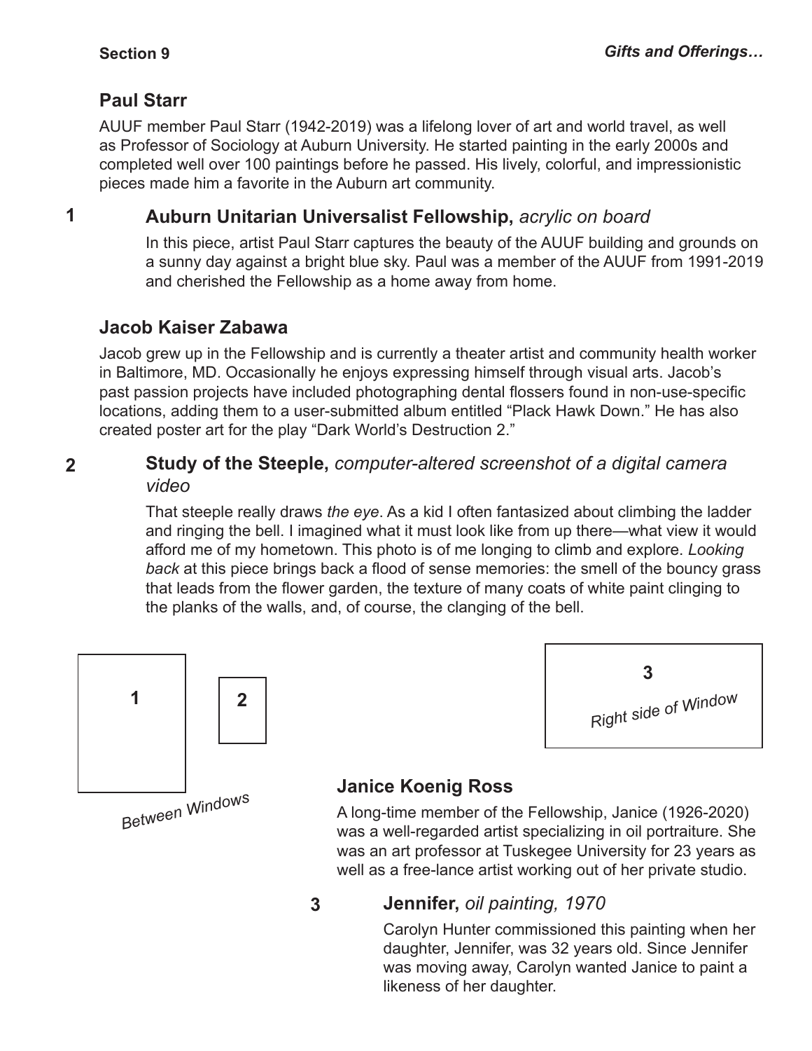## Paul Starr

AUUF member Paul Starr (1942-2019) was a lifelong lover of art and world travel, as well as Professor of Sociology at Auburn University. He started painting in the early 2000s and completed well over 100 paintings before he passed. His lively, colorful, and impressionistic pieces made him a favorite in the Auburn art community.

**1**

### Auburn Unitarian Universalist Fellowship, *acrylic on board*

In this piece, artist Paul Starr captures the beauty of the AUUF building and grounds on a sunny day against a bright blue sky. Paul was a member of the AUUF from 1991-2019 and cherished the Fellowship as a home away from home.

## Jacob Kaiser Zabawa

Jacob grew up in the Fellowship and is currently a theater artist and community health worker in Baltimore, MD. Occasionally he enjoys expressing himself through visual arts. Jacob's past passion projects have included photographing dental flossers found in non-use-specific locations, adding them to a user-submitted album entitled "Plack Hawk Down." He has also created poster art for the play "Dark World's Destruction 2."

**2**

### Study of the Steeple, *computer-altered screenshot of a digital camera video*

That steeple really draws *the eye*. As a kid I often fantasized about climbing the ladder and ringing the bell. I imagined what it must look like from up there—what view it would afford me of my hometown. This photo is of me longing to climb and explore. *Looking back* at this piece brings back a flood of sense memories: the smell of the bouncy grass that leads from the flower garden, the texture of many coats of white paint clinging to the planks of the walls, and, of course, the clanging of the bell.

1 2

*Between Windows*

3

*Right side of Window*

## Janice Koenig Ross

A long-time member of the Fellowship, Janice (1926-2020) was a well-regarded artist specializing in oil portraiture. She was an art professor at Tuskegee University for 23 years as well as a free-lance artist working out of her private studio.

**3**

### Jennifer, *oil painting, 1970*

Carolyn Hunter commissioned this painting when her daughter, Jennifer, was 32 years old. Since Jennifer was moving away, Carolyn wanted Janice to paint a likeness of her daughter.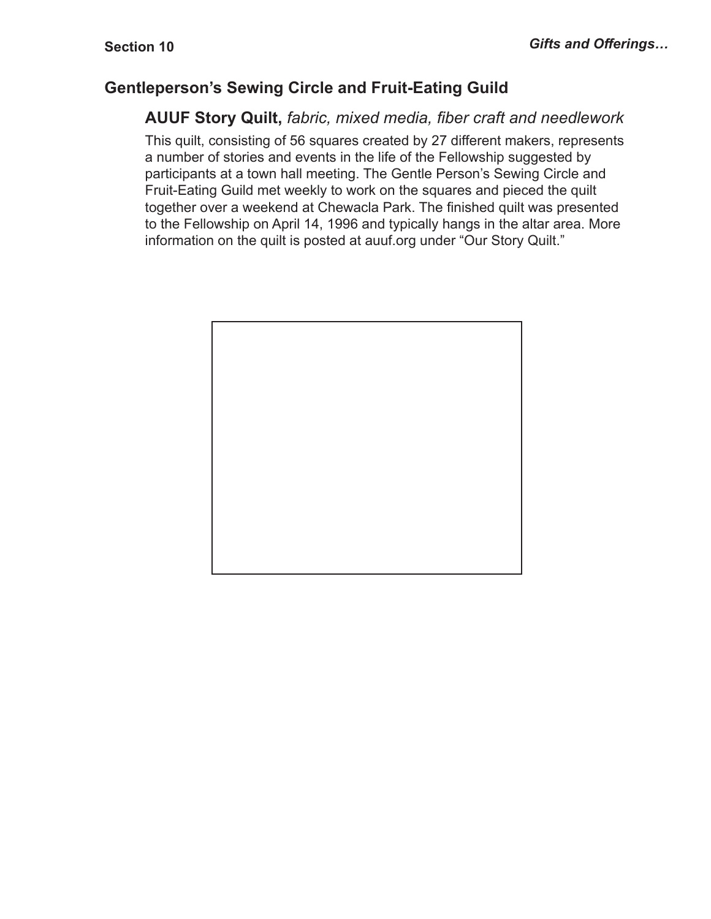## Gentleperson's Sewing Circle and Fruit-Eating Guild

### **AUUF Story Quilt,** *fabric, mixed media, fiber craft and needlework*

This quilt, consisting of 56 squares created by 27 different makers, represents a number of stories and events in the life of the Fellowship suggested by participants at a town hall meeting. The Gentle Person's Sewing Circle and Fruit-Eating Guild met weekly to work on the squares and pieced the quilt together over a weekend at Chewacla Park. The finished quilt was presented to the Fellowship on April 14, 1996 and typically hangs in the altar area. More information on the quilt is posted at auuf.org under "Our Story Quilt."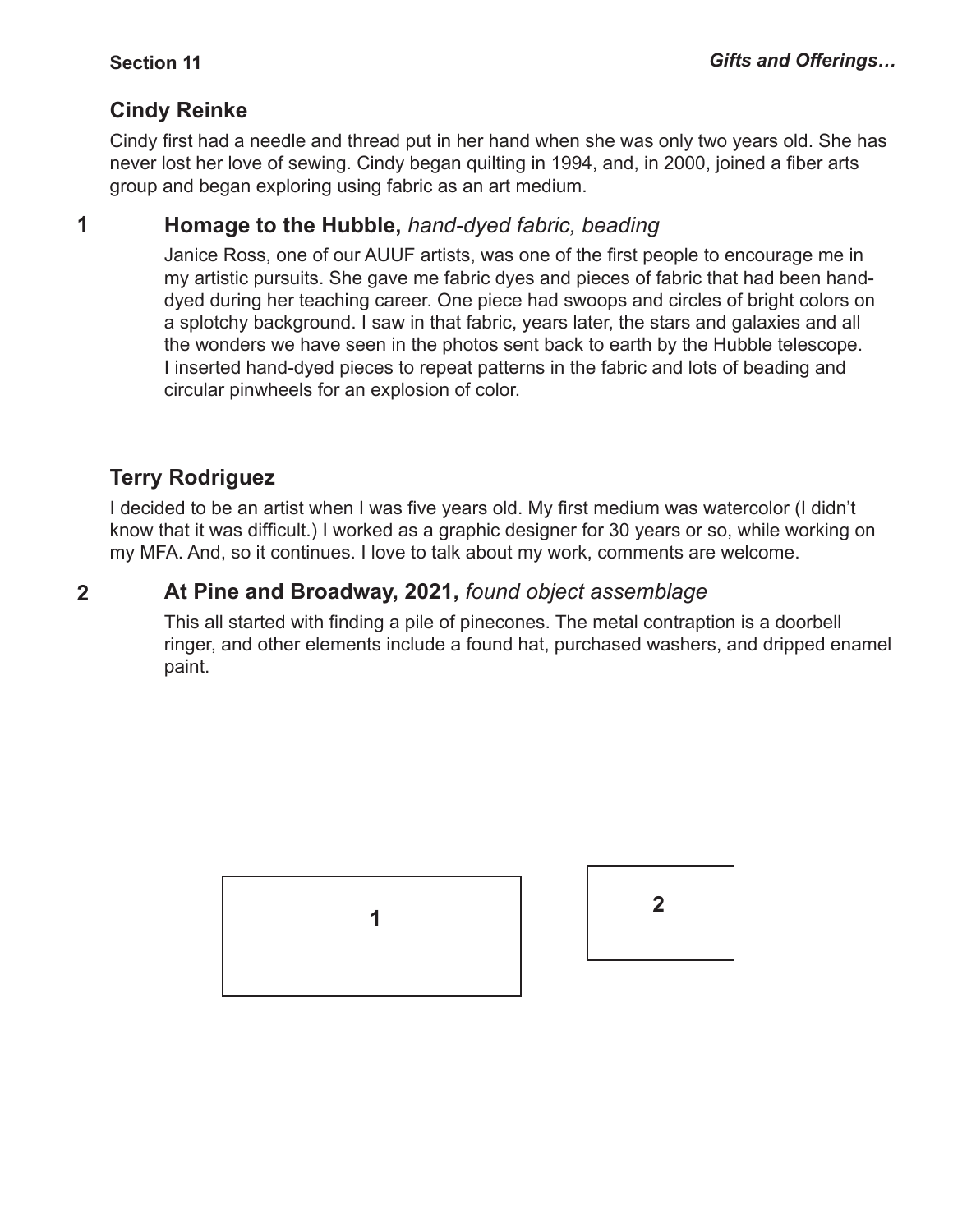## Cindy Reinke

Cindy first had a needle and thread put in her hand when she was only two years old. She has never lost her love of sewing. Cindy began quilting in 1994, and, in 2000, joined a fiber arts group and began exploring using fabric as an art medium.

### 1 **Homage to the Hubble,** *hand-dyed fabric, beading*

Janice Ross, one of our AUUF artists, was one of the first people to encourage me in my artistic pursuits. She gave me fabric dyes and pieces of fabric that had been hand-dyed during her teaching career. One piece had swoops and circles of bright colors on a splotchy background. I saw in that fabric, years later, the stars and galaxies and all the wonders we have seen in the photos sent back to earth by the Hubble telescope. I inserted hand-dyed pieces to repeat patterns in the fabric and lots of beading and circular pinwheels for an explosion of color.

## Terry Rodriguez

I decided to be an artist when I was five years old. My first medium was watercolor (I didn't know that it was difficult.) I worked as a graphic designer for 30 years or so, while working on my MFA. And, so it continues. I love to talk about my work, comments are welcome.

### 2 **At Pine and Broadway, 2021,** *found object assemblage*

This all started with finding a pile of pinecones. The metal contraption is a doorbell ringer, and other elements include a found hat, purchased washers, and dripped enamel paint.

1

2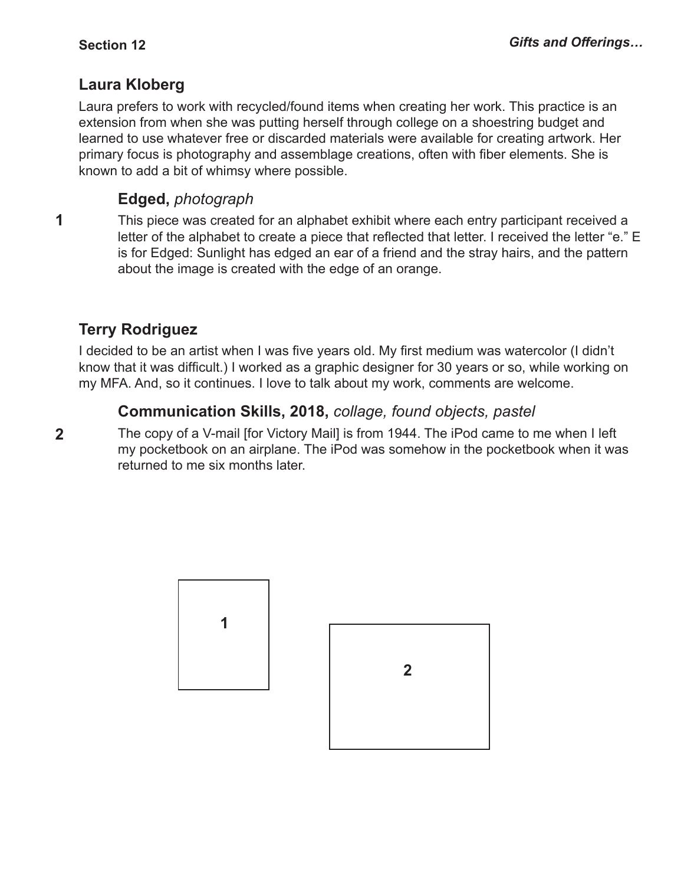## Laura Kloberg

Laura prefers to work with recycled/found items when creating her work. This practice is an extension from when she was putting herself through college on a shoestring budget and learned to use whatever free or discarded materials were available for creating artwork. Her primary focus is photography and assemblage creations, often with fiber elements. She is known to add a bit of whimsy where possible.

### **Edged,** *photograph*

**1**

This piece was created for an alphabet exhibit where each entry participant received a letter of the alphabet to create a piece that reflected that letter. I received the letter "e." E is for Edged: Sunlight has edged an ear of a friend and the stray hairs, and the pattern about the image is created with the edge of an orange.

## Terry Rodriguez

I decided to be an artist when I was five years old. My first medium was watercolor (I didn't know that it was difficult.) I worked as a graphic designer for 30 years or so, while working on my MFA. And, so it continues. I love to talk about my work, comments are welcome.

### **Communication Skills, 2018,** *collage, found objects, pastel*

**2**

The copy of a V-mail [for Victory Mail] is from 1944. The iPod came to me when I left my pocketbook on an airplane. The iPod was somehow in the pocketbook when it was returned to me six months later.

1

2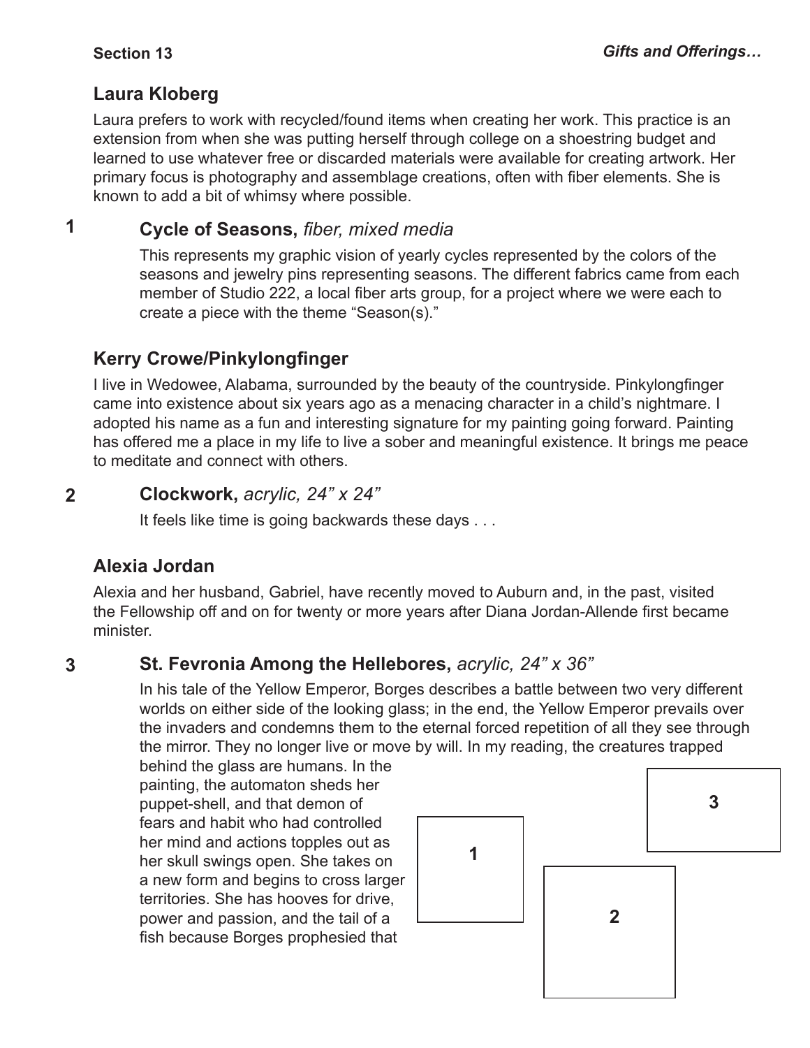## Laura Kloberg

Laura prefers to work with recycled/found items when creating her work. This practice is an extension from when she was putting herself through college on a shoestring budget and learned to use whatever free or discarded materials were available for creating artwork. Her primary focus is photography and assemblage creations, often with fiber elements. She is known to add a bit of whimsy where possible.

**1**

### Cycle of Seasons, *fiber, mixed media*

This represents my graphic vision of yearly cycles represented by the colors of the seasons and jewelry pins representing seasons. The different fabrics came from each member of Studio 222, a local fiber arts group, for a project where we were each to create a piece with the theme "Season(s)."

## Kerry Crowe/Pinkylongfinger

I live in Wedowee, Alabama, surrounded by the beauty of the countryside. Pinkylongfinger came into existence about six years ago as a menacing character in a child's nightmare. I adopted his name as a fun and interesting signature for my painting going forward. Painting has offered me a place in my life to live a sober and meaningful existence. It brings me peace to meditate and connect with others.

**2**

### Clockwork, *acrylic, 24" x 24"*

It feels like time is going backwards these days . . .

## Alexia Jordan

Alexia and her husband, Gabriel, have recently moved to Auburn and, in the past, visited the Fellowship off and on for twenty or more years after Diana Jordan-Allende first became minister.

**3**

### St. Fevronia Among the Hellebores, *acrylic, 24" x 36"*

In his tale of the Yellow Emperor, Borges describes a battle between two very different worlds on either side of the looking glass; in the end, the Yellow Emperor prevails over the invaders and condemns them to the eternal forced repetition of all they see through the mirror. They no longer live or move by will. In my reading, the creatures trapped behind the glass are humans. In the painting, the automaton sheds her puppet-shell, and that demon of fears and habit who had controlled her mind and actions topples out as her skull swings open. She takes on a new form and begins to cross larger territories. She has hooves for drive, power and passion, and the tail of a fish because Borges prophesied that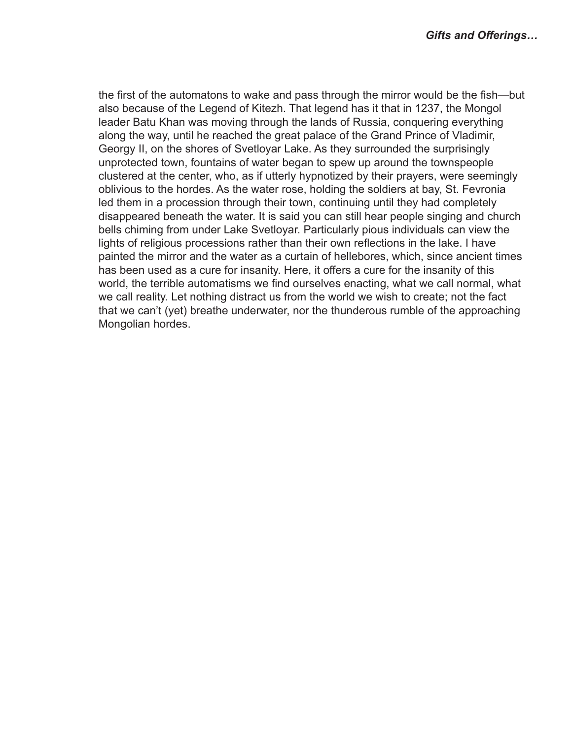the first of the automatons to wake and pass through the mirror would be the fish—but also because of the Legend of Kitezh. That legend has it that in 1237, the Mongol leader Batu Khan was moving through the lands of Russia, conquering everything along the way, until he reached the great palace of the Grand Prince of Vladimir, Georgy II, on the shores of Svetloyar Lake. As they surrounded the surprisingly unprotected town, fountains of water began to spew up around the townspeople clustered at the center, who, as if utterly hypnotized by their prayers, were seemingly oblivious to the hordes. As the water rose, holding the soldiers at bay, St. Fevronia led them in a procession through their town, continuing until they had completely disappeared beneath the water. It is said you can still hear people singing and church bells chiming from under Lake Svetloyar. Particularly pious individuals can view the lights of religious processions rather than their own reflections in the lake. I have painted the mirror and the water as a curtain of hellebores, which, since ancient times has been used as a cure for insanity. Here, it offers a cure for the insanity of this world, the terrible automatisms we find ourselves enacting, what we call normal, what we call reality. Let nothing distract us from the world we wish to create; not the fact that we can't (yet) breathe underwater, nor the thunderous rumble of the approaching Mongolian hordes.